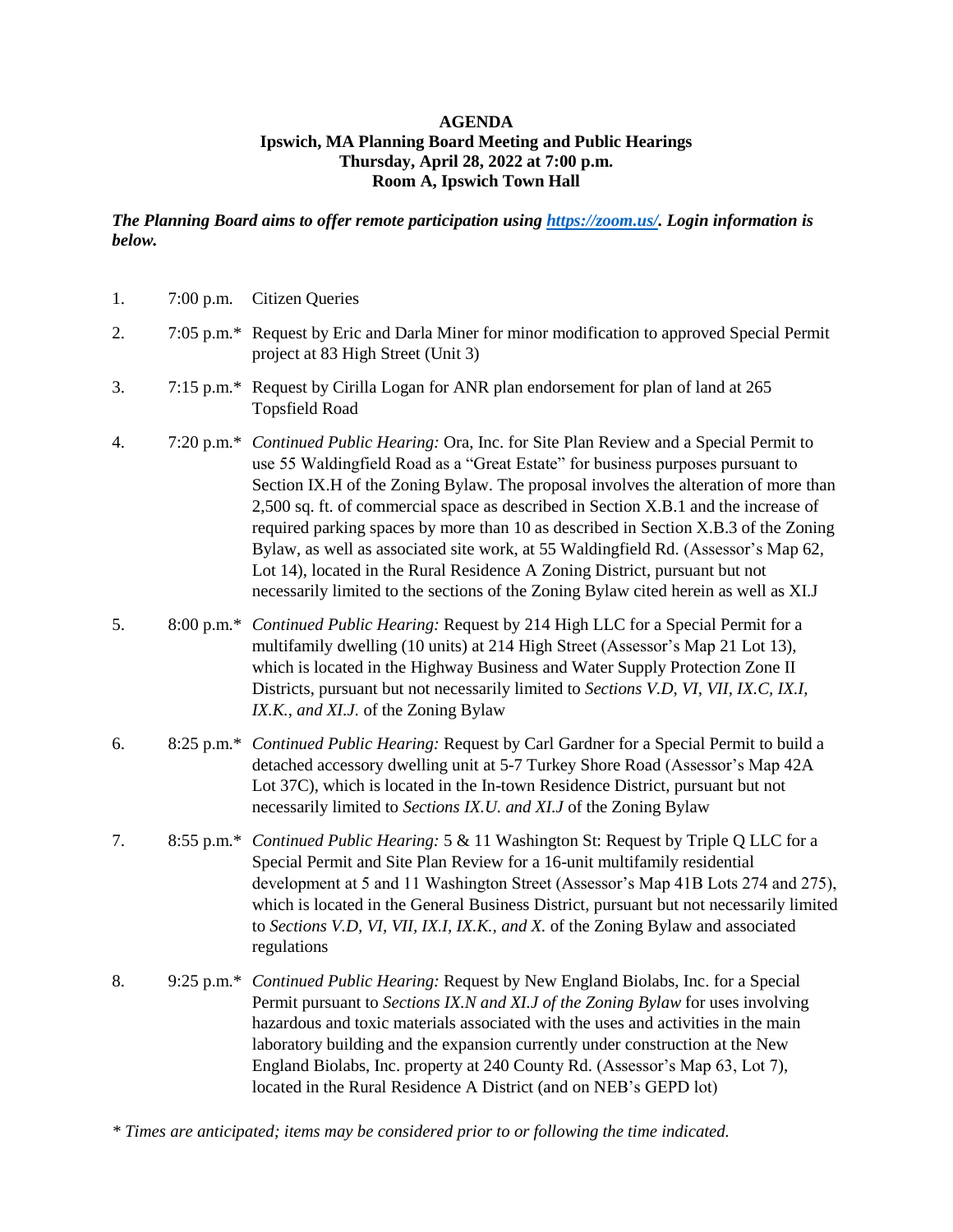# AGENDA
## Ipswich, MA Planning Board Meeting and Public Hearings
## Thursday, April 28, 2022 at 7:00 p.m.
## Room A, Ipswich Town Hall

***The Planning Board aims to offer remote participation using [https://zoom.us/](https://zoom.us/). Login information is below.***

1. 7:00 p.m. Citizen Queries

2. 7:05 p.m.* Request by Eric and Darla Miner for minor modification to approved Special Permit project at 83 High Street (Unit 3)

3. 7:15 p.m.* Request by Cirilla Logan for ANR plan endorsement for plan of land at 265 Topsfield Road

4. 7:20 p.m.* *Continued Public Hearing:* Ora, Inc. for Site Plan Review and a Special Permit to use 55 Waldingfield Road as a "Great Estate" for business purposes pursuant to Section IX.H of the Zoning Bylaw. The proposal involves the alteration of more than 2,500 sq. ft. of commercial space as described in Section X.B.1 and the increase of required parking spaces by more than 10 as described in Section X.B.3 of the Zoning Bylaw, as well as associated site work, at 55 Waldingfield Rd. (Assessor's Map 62, Lot 14), located in the Rural Residence A Zoning District, pursuant but not necessarily limited to the sections of the Zoning Bylaw cited herein as well as XI.J

5. 8:00 p.m.* *Continued Public Hearing:* Request by 214 High LLC for a Special Permit for a multifamily dwelling (10 units) at 214 High Street (Assessor's Map 21 Lot 13), which is located in the Highway Business and Water Supply Protection Zone II Districts, pursuant but not necessarily limited to *Sections V.D, VI, VII, IX.C, IX.I, IX.K., and XI.J.* of the Zoning Bylaw

6. 8:25 p.m.* *Continued Public Hearing:* Request by Carl Gardner for a Special Permit to build a detached accessory dwelling unit at 5-7 Turkey Shore Road (Assessor's Map 42A Lot 37C), which is located in the In-town Residence District, pursuant but not necessarily limited to *Sections IX.U. and XI.J* of the Zoning Bylaw

7. 8:55 p.m.* *Continued Public Hearing:* 5 & 11 Washington St: Request by Triple Q LLC for a Special Permit and Site Plan Review for a 16-unit multifamily residential development at 5 and 11 Washington Street (Assessor's Map 41B Lots 274 and 275), which is located in the General Business District, pursuant but not necessarily limited to *Sections V.D, VI, VII, IX.I, IX.K., and X.* of the Zoning Bylaw and associated regulations

8. 9:25 p.m.* *Continued Public Hearing:* Request by New England Biolabs, Inc. for a Special Permit pursuant to *Sections IX.N and XI.J of the Zoning Bylaw* for uses involving hazardous and toxic materials associated with the uses and activities in the main laboratory building and the expansion currently under construction at the New England Biolabs, Inc. property at 240 County Rd. (Assessor's Map 63, Lot 7), located in the Rural Residence A District (and on NEB's GEPD lot)

*\* Times are anticipated; items may be considered prior to or following the time indicated.*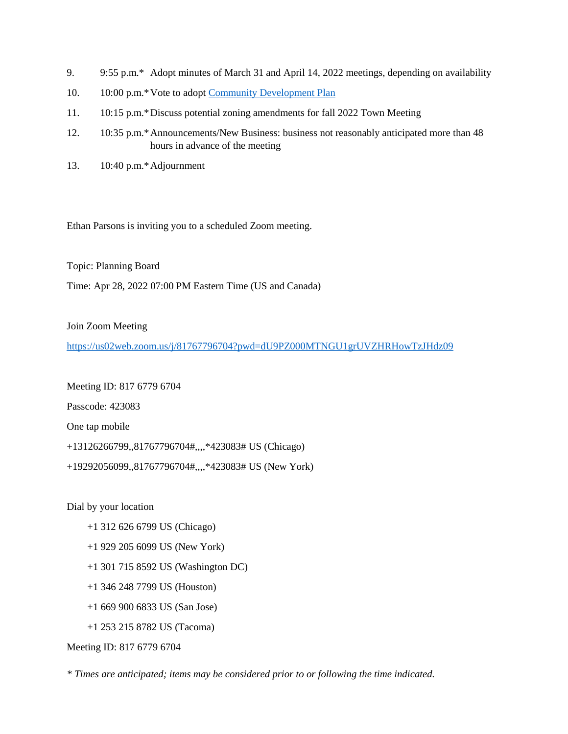9. 9:55 p.m.* Adopt minutes of March 31 and April 14, 2022 meetings, depending on availability
10. 10:00 p.m.* Vote to adopt Community Development Plan
11. 10:15 p.m.* Discuss potential zoning amendments for fall 2022 Town Meeting
12. 10:35 p.m.* Announcements/New Business: business not reasonably anticipated more than 48 hours in advance of the meeting
13. 10:40 p.m.* Adjournment

Ethan Parsons is inviting you to a scheduled Zoom meeting.

Topic: Planning Board

Time: Apr 28, 2022 07:00 PM Eastern Time (US and Canada)

Join Zoom Meeting

https://us02web.zoom.us/j/81767796704?pwd=dU9PZ000MTNGU1grUVZHRHowTzJHdz09

Meeting ID: 817 6779 6704

Passcode: 423083

One tap mobile

+13126266799,,81767796704#,,,,*423083# US (Chicago)

+19292056099,,81767796704#,,,,*423083# US (New York)

Dial by your location

+1 312 626 6799 US (Chicago)

+1 929 205 6099 US (New York)

+1 301 715 8592 US (Washington DC)

+1 346 248 7799 US (Houston)

+1 669 900 6833 US (San Jose)

+1 253 215 8782 US (Tacoma)

Meeting ID: 817 6779 6704

*\* Times are anticipated; items may be considered prior to or following the time indicated.*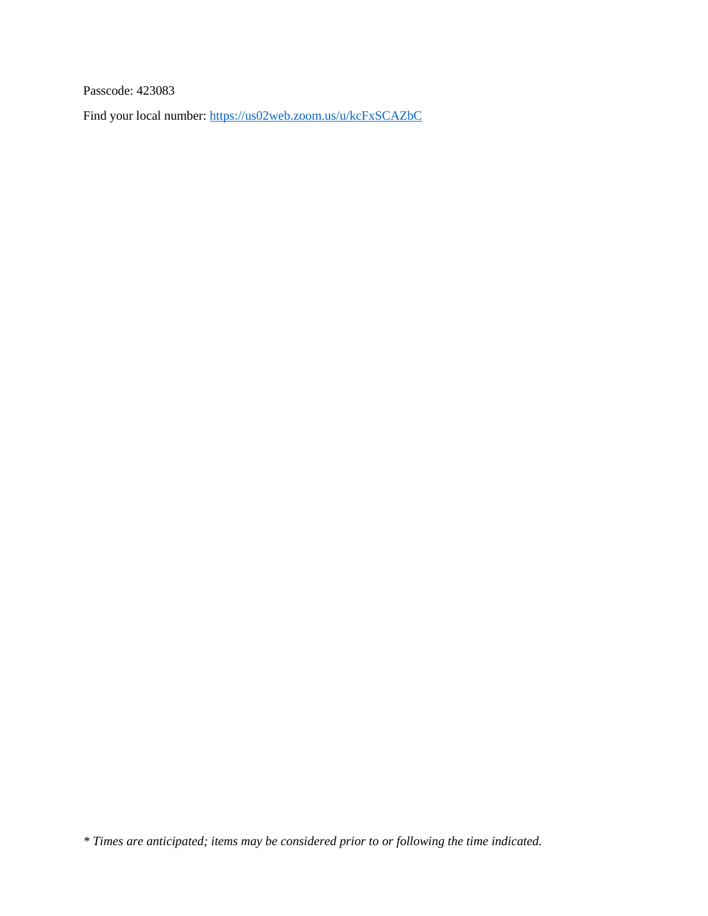Passcode: 423083

Find your local number: https://us02web.zoom.us/u/kcFxSCAZbC

*\* Times are anticipated; items may be considered prior to or following the time indicated.*